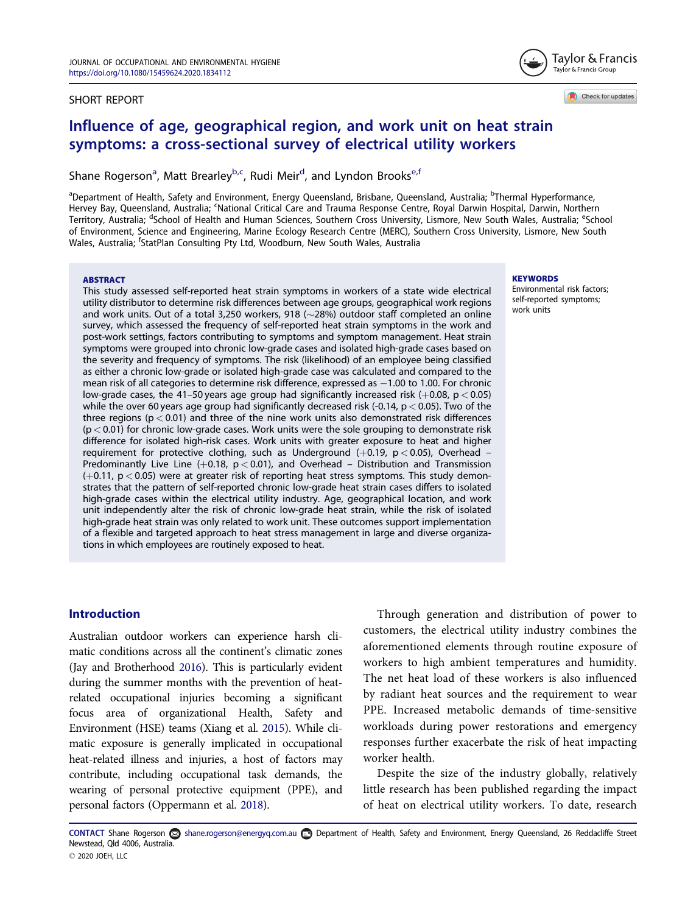SHORT REPORT

# Influence of age, geographical region, and work unit on heat strain symptoms: a cross-sectional survey of electrical utility workers

Shane Rogerson[a], Matt Brearley[b,c], Rudi Meir[d], and Lyndon Brooks[e,f]

[a]Department of Health, Safety and Environment, Energy Queensland, Brisbane, Queensland, Australia; [b]Thermal Hyperformance, Hervey Bay, Queensland, Australia; [c]National Critical Care and Trauma Response Centre, Royal Darwin Hospital, Darwin, Northern Territory, Australia; [d]School of Health and Human Sciences, Southern Cross University, Lismore, New South Wales, Australia; [e]School of Environment, Science and Engineering, Marine Ecology Research Centre (MERC), Southern Cross University, Lismore, New South Wales, Australia; [f]StatPlan Consulting Pty Ltd, Woodburn, New South Wales, Australia

## ABSTRACT

This study assessed self-reported heat strain symptoms in workers of a state wide electrical utility distributor to determine risk differences between age groups, geographical work regions and work units. Out of a total 3,250 workers, 918 (∼28%) outdoor staff completed an online survey, which assessed the frequency of self-reported heat strain symptoms in the work and post-work settings, factors contributing to symptoms and symptom management. Heat strain symptoms were grouped into chronic low-grade cases and isolated high-grade cases based on the severity and frequency of symptoms. The risk (likelihood) of an employee being classified as either a chronic low-grade or isolated high-grade case was calculated and compared to the mean risk of all categories to determine risk difference, expressed as −1.00 to 1.00. For chronic low-grade cases, the 41–50 years age group had significantly increased risk (+0.08, $p < 0.05$) while the over 60 years age group had significantly decreased risk (-0.14, $p < 0.05$). Two of the three regions ($p < 0.01$) and three of the nine work units also demonstrated risk differences ($p < 0.01$) for chronic low-grade cases. Work units were the sole grouping to demonstrate risk difference for isolated high-risk cases. Work units with greater exposure to heat and higher requirement for protective clothing, such as Underground (+0.19, $p < 0.05$), Overhead – Predominantly Live Line (+0.18, $p < 0.01$), and Overhead – Distribution and Transmission (+0.11, $p < 0.05$) were at greater risk of reporting heat stress symptoms. This study demonstrates that the pattern of self-reported chronic low-grade heat strain cases differs to isolated high-grade cases within the electrical utility industry. Age, geographical location, and work unit independently alter the risk of chronic low-grade heat strain, while the risk of isolated high-grade heat strain was only related to work unit. These outcomes support implementation of a flexible and targeted approach to heat stress management in large and diverse organizations in which employees are routinely exposed to heat.

**KEYWORDS**

Environmental risk factors; self-reported symptoms; work units

## Introduction

Australian outdoor workers can experience harsh climatic conditions across all the continent's climatic zones (Jay and Brotherhood 2016). This is particularly evident during the summer months with the prevention of heat-related occupational injuries becoming a significant focus area of organizational Health, Safety and Environment (HSE) teams (Xiang et al. 2015). While climatic exposure is generally implicated in occupational heat-related illness and injuries, a host of factors may contribute, including occupational task demands, the wearing of personal protective equipment (PPE), and personal factors (Oppermann et al. 2018).

Through generation and distribution of power to customers, the electrical utility industry combines the aforementioned elements through routine exposure of workers to high ambient temperatures and humidity. The net heat load of these workers is also influenced by radiant heat sources and the requirement to wear PPE. Increased metabolic demands of time-sensitive workloads during power restorations and emergency responses further exacerbate the risk of heat impacting worker health.

Despite the size of the industry globally, relatively little research has been published regarding the impact of heat on electrical utility workers. To date, research

**CONTACT** Shane Rogerson shane.rogerson@energyq.com.au Department of Health, Safety and Environment, Energy Queensland, 26 Reddacliffe Street Newstead, Qld 4006, Australia.

© 2020 JOEH, LLC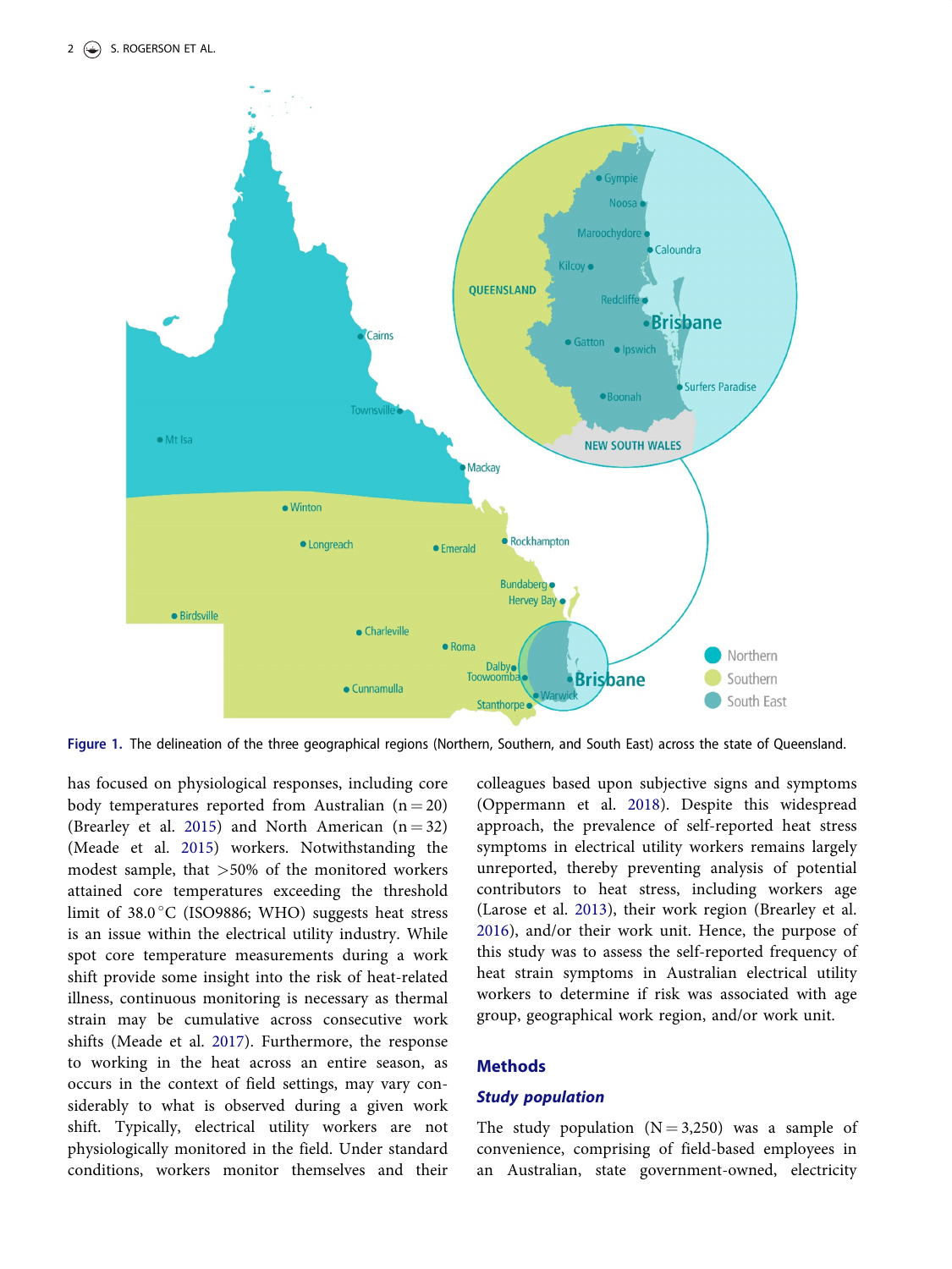Figure 1. The delineation of the three geographical regions (Northern, Southern, and South East) across the state of Queensland.

has focused on physiological responses, including core body temperatures reported from Australian (n = 20) (Brearley et al. 2015) and North American (n = 32) (Meade et al. 2015) workers. Notwithstanding the modest sample, that >50% of the monitored workers attained core temperatures exceeding the threshold limit of 38.0 °C (ISO9886; WHO) suggests heat stress is an issue within the electrical utility industry. While spot core temperature measurements during a work shift provide some insight into the risk of heat-related illness, continuous monitoring is necessary as thermal strain may be cumulative across consecutive work shifts (Meade et al. 2017). Furthermore, the response to working in the heat across an entire season, as occurs in the context of field settings, may vary considerably to what is observed during a given work shift. Typically, electrical utility workers are not physiologically monitored in the field. Under standard conditions, workers monitor themselves and their colleagues based upon subjective signs and symptoms (Oppermann et al. 2018). Despite this widespread approach, the prevalence of self-reported heat stress symptoms in electrical utility workers remains largely unreported, thereby preventing analysis of potential contributors to heat stress, including workers age (Larose et al. 2013), their work region (Brearley et al. 2016), and/or their work unit. Hence, the purpose of this study was to assess the self-reported frequency of heat strain symptoms in Australian electrical utility workers to determine if risk was associated with age group, geographical work region, and/or work unit.

## Methods

### *Study population*

The study population (N = 3,250) was a sample of convenience, comprising of field-based employees in an Australian, state government-owned, electricity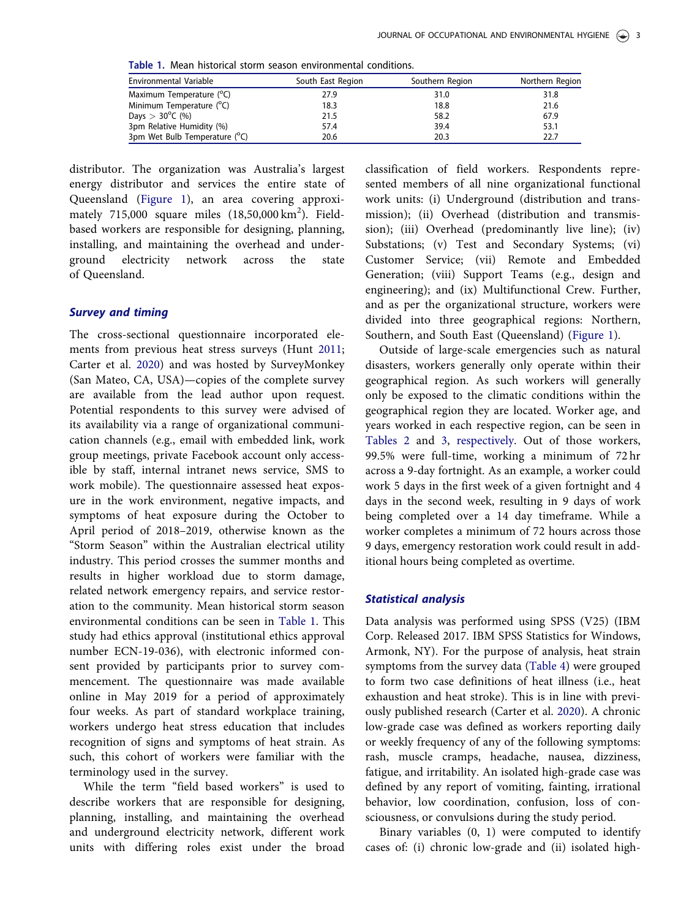Table 1. Mean historical storm season environmental conditions.

| Environmental Variable | South East Region | Southern Region | Northern Region |
|---|---|---|---|
| Maximum Temperature (°C) | 27.9 | 31.0 | 31.8 |
| Minimum Temperature (°C) | 18.3 | 18.8 | 21.6 |
| Days > 30°C (%) | 21.5 | 58.2 | 67.9 |
| 3pm Relative Humidity (%) | 57.4 | 39.4 | 53.1 |
| 3pm Wet Bulb Temperature (°C) | 20.6 | 20.3 | 22.7 |

distributor. The organization was Australia's largest energy distributor and services the entire state of Queensland (Figure 1), an area covering approximately 715,000 square miles (18,50,000 $km^2$). Field-based workers are responsible for designing, planning, installing, and maintaining the overhead and underground electricity network across the state of Queensland.

### Survey and timing

The cross-sectional questionnaire incorporated elements from previous heat stress surveys (Hunt 2011; Carter et al. 2020) and was hosted by SurveyMonkey (San Mateo, CA, USA)—copies of the complete survey are available from the lead author upon request. Potential respondents to this survey were advised of its availability via a range of organizational communication channels (e.g., email with embedded link, work group meetings, private Facebook account only accessible by staff, internal intranet news service, SMS to work mobile). The questionnaire assessed heat exposure in the work environment, negative impacts, and symptoms of heat exposure during the October to April period of 2018–2019, otherwise known as the "Storm Season" within the Australian electrical utility industry. This period crosses the summer months and results in higher workload due to storm damage, related network emergency repairs, and service restoration to the community. Mean historical storm season environmental conditions can be seen in Table 1. This study had ethics approval (institutional ethics approval number ECN-19-036), with electronic informed consent provided by participants prior to survey commencement. The questionnaire was made available online in May 2019 for a period of approximately four weeks. As part of standard workplace training, workers undergo heat stress education that includes recognition of signs and symptoms of heat strain. As such, this cohort of workers were familiar with the terminology used in the survey.

While the term "field based workers" is used to describe workers that are responsible for designing, planning, installing, and maintaining the overhead and underground electricity network, different work units with differing roles exist under the broad classification of field workers. Respondents represented members of all nine organizational functional work units: (i) Underground (distribution and transmission); (ii) Overhead (distribution and transmission); (iii) Overhead (predominantly live line); (iv) Substations; (v) Test and Secondary Systems; (vi) Customer Service; (vii) Remote and Embedded Generation; (viii) Support Teams (e.g., design and engineering); and (ix) Multifunctional Crew. Further, and as per the organizational structure, workers were divided into three geographical regions: Northern, Southern, and South East (Queensland) (Figure 1).

Outside of large-scale emergencies such as natural disasters, workers generally only operate within their geographical region. As such workers will generally only be exposed to the climatic conditions within the geographical region they are located. Worker age, and years worked in each respective region, can be seen in Tables 2 and 3, respectively. Out of those workers, 99.5% were full-time, working a minimum of 72 hr across a 9-day fortnight. As an example, a worker could work 5 days in the first week of a given fortnight and 4 days in the second week, resulting in 9 days of work being completed over a 14 day timeframe. While a worker completes a minimum of 72 hours across those 9 days, emergency restoration work could result in additional hours being completed as overtime.

### Statistical analysis

Data analysis was performed using SPSS (V25) (IBM Corp. Released 2017. IBM SPSS Statistics for Windows, Armonk, NY). For the purpose of analysis, heat strain symptoms from the survey data (Table 4) were grouped to form two case definitions of heat illness (i.e., heat exhaustion and heat stroke). This is in line with previously published research (Carter et al. 2020). A chronic low-grade case was defined as workers reporting daily or weekly frequency of any of the following symptoms: rash, muscle cramps, headache, nausea, dizziness, fatigue, and irritability. An isolated high-grade case was defined by any report of vomiting, fainting, irrational behavior, low coordination, confusion, loss of consciousness, or convulsions during the study period.

Binary variables (0, 1) were computed to identify cases of: (i) chronic low-grade and (ii) isolated high-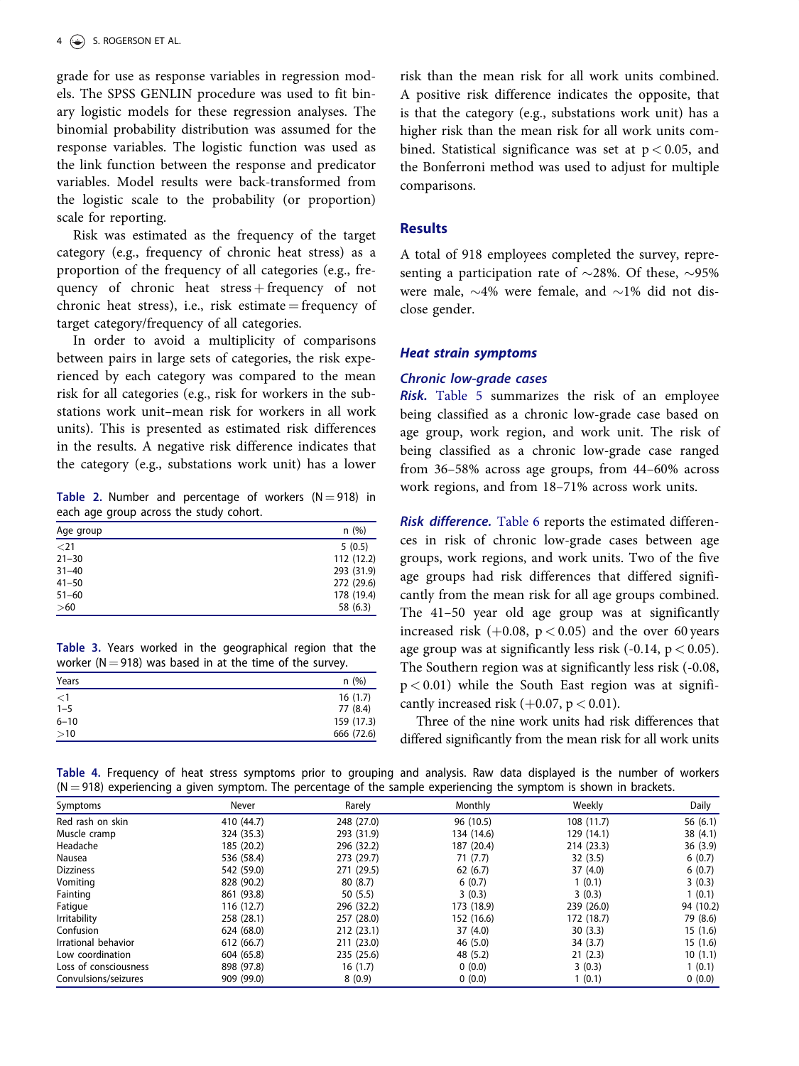grade for use as response variables in regression models. The SPSS GENLIN procedure was used to fit binary logistic models for these regression analyses. The binomial probability distribution was assumed for the response variables. The logistic function was used as the link function between the response and predicator variables. Model results were back-transformed from the logistic scale to the probability (or proportion) scale for reporting.

Risk was estimated as the frequency of the target category (e.g., frequency of chronic heat stress) as a proportion of the frequency of all categories (e.g., frequency of chronic heat stress + frequency of not chronic heat stress), i.e., risk estimate = frequency of target category/frequency of all categories.

In order to avoid a multiplicity of comparisons between pairs in large sets of categories, the risk experienced by each category was compared to the mean risk for all categories (e.g., risk for workers in the substations work unit–mean risk for workers in all work units). This is presented as estimated risk differences in the results. A negative risk difference indicates that the category (e.g., substations work unit) has a lower risk than the mean risk for all work units combined. A positive risk difference indicates the opposite, that is that the category (e.g., substations work unit) has a higher risk than the mean risk for all work units combined. Statistical significance was set at $p < 0.05$, and the Bonferroni method was used to adjust for multiple comparisons.

**Table 2.** Number and percentage of workers (N = 918) in each age group across the study cohort.

| Age group | n (%) |
|---|---|
| <21 | 5 (0.5) |
| 21–30 | 112 (12.2) |
| 31–40 | 293 (31.9) |
| 41–50 | 272 (29.6) |
| 51–60 | 178 (19.4) |
| >60 | 58 (6.3) |

**Table 3.** Years worked in the geographical region that the worker (N = 918) was based in at the time of the survey.

| Years | n (%) |
|---|---|
| <1 | 16 (1.7) |
| 1–5 | 77 (8.4) |
| 6–10 | 159 (17.3) |
| >10 | 666 (72.6) |

## Results

A total of 918 employees completed the survey, representing a participation rate of ~28%. Of these, ~95% were male, ~4% were female, and ~1% did not disclose gender.

### *Heat strain symptoms*

#### *Chronic low-grade cases*

***Risk.*** Table 5 summarizes the risk of an employee being classified as a chronic low-grade case based on age group, work region, and work unit. The risk of being classified as a chronic low-grade case ranged from 36–58% across age groups, from 44–60% across work regions, and from 18–71% across work units.

***Risk difference.*** Table 6 reports the estimated differences in risk of chronic low-grade cases between age groups, work regions, and work units. Two of the five age groups had risk differences that differed significantly from the mean risk for all age groups combined. The 41–50 year old age group was at significantly increased risk (+0.08, $p < 0.05$) and the over 60 years age group was at significantly less risk (-0.14, $p < 0.05$). The Southern region was at significantly less risk (-0.08, $p < 0.01$) while the South East region was at significantly increased risk (+0.07, $p < 0.01$).

Three of the nine work units had risk differences that differed significantly from the mean risk for all work units

**Table 4.** Frequency of heat stress symptoms prior to grouping and analysis. Raw data displayed is the number of workers (N = 918) experiencing a given symptom. The percentage of the sample experiencing the symptom is shown in brackets.

| Symptoms | Never | Rarely | Monthly | Weekly | Daily |
|---|---|---|---|---|---|
| Red rash on skin | 410 (44.7) | 248 (27.0) | 96 (10.5) | 108 (11.7) | 56 (6.1) |
| Muscle cramp | 324 (35.3) | 293 (31.9) | 134 (14.6) | 129 (14.1) | 38 (4.1) |
| Headache | 185 (20.2) | 296 (32.2) | 187 (20.4) | 214 (23.3) | 36 (3.9) |
| Nausea | 536 (58.4) | 273 (29.7) | 71 (7.7) | 32 (3.5) | 6 (0.7) |
| Dizziness | 542 (59.0) | 271 (29.5) | 62 (6.7) | 37 (4.0) | 6 (0.7) |
| Vomiting | 828 (90.2) | 80 (8.7) | 6 (0.7) | 1 (0.1) | 3 (0.3) |
| Fainting | 861 (93.8) | 50 (5.5) | 3 (0.3) | 3 (0.3) | 1 (0.1) |
| Fatigue | 116 (12.7) | 296 (32.2) | 173 (18.9) | 239 (26.0) | 94 (10.2) |
| Irritability | 258 (28.1) | 257 (28.0) | 152 (16.6) | 172 (18.7) | 79 (8.6) |
| Confusion | 624 (68.0) | 212 (23.1) | 37 (4.0) | 30 (3.3) | 15 (1.6) |
| Irrational behavior | 612 (66.7) | 211 (23.0) | 46 (5.0) | 34 (3.7) | 15 (1.6) |
| Low coordination | 604 (65.8) | 235 (25.6) | 48 (5.2) | 21 (2.3) | 10 (1.1) |
| Loss of consciousness | 898 (97.8) | 16 (1.7) | 0 (0.0) | 3 (0.3) | 1 (0.1) |
| Convulsions/seizures | 909 (99.0) | 8 (0.9) | 0 (0.0) | 1 (0.1) | 0 (0.0) |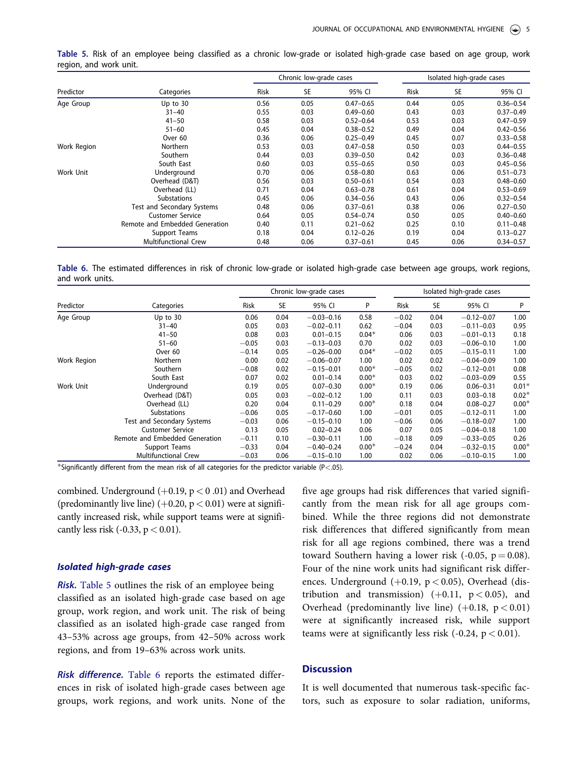**Table 5.** Risk of an employee being classified as a chronic low-grade or isolated high-grade case based on age group, work region, and work unit.

| | | Chronic low-grade cases | | | Isolated high-grade cases | | |
|---|---|---|---|---|---|---|---|
| Predictor | Categories | Risk | SE | 95% CI | Risk | SE | 95% CI |
| Age Group | Up to 30 | 0.56 | 0.05 | 0.47–0.65 | 0.44 | 0.05 | 0.36–0.54 |
| | 31–40 | 0.55 | 0.03 | 0.49–0.60 | 0.43 | 0.03 | 0.37–0.49 |
| | 41–50 | 0.58 | 0.03 | 0.52–0.64 | 0.53 | 0.03 | 0.47–0.59 |
| | 51–60 | 0.45 | 0.04 | 0.38–0.52 | 0.49 | 0.04 | 0.42–0.56 |
| | Over 60 | 0.36 | 0.06 | 0.25–0.49 | 0.45 | 0.07 | 0.33–0.58 |
| Work Region | Northern | 0.53 | 0.03 | 0.47–0.58 | 0.50 | 0.03 | 0.44–0.55 |
| | Southern | 0.44 | 0.03 | 0.39–0.50 | 0.42 | 0.03 | 0.36–0.48 |
| | South East | 0.60 | 0.03 | 0.55–0.65 | 0.50 | 0.03 | 0.45–0.56 |
| Work Unit | Underground | 0.70 | 0.06 | 0.58–0.80 | 0.63 | 0.06 | 0.51–0.73 |
| | Overhead (D&T) | 0.56 | 0.03 | 0.50–0.61 | 0.54 | 0.03 | 0.48–0.60 |
| | Overhead (LL) | 0.71 | 0.04 | 0.63–0.78 | 0.61 | 0.04 | 0.53–0.69 |
| | Substations | 0.45 | 0.06 | 0.34–0.56 | 0.43 | 0.06 | 0.32–0.54 |
| | Test and Secondary Systems | 0.48 | 0.06 | 0.37–0.61 | 0.38 | 0.06 | 0.27–0.50 |
| | Customer Service | 0.64 | 0.05 | 0.54–0.74 | 0.50 | 0.05 | 0.40–0.60 |
| | Remote and Embedded Generation | 0.40 | 0.11 | 0.21–0.62 | 0.25 | 0.10 | 0.11–0.48 |
| | Support Teams | 0.18 | 0.04 | 0.12–0.26 | 0.19 | 0.04 | 0.13–0.27 |
| | Multifunctional Crew | 0.48 | 0.06 | 0.37–0.61 | 0.45 | 0.06 | 0.34–0.57 |

**Table 6.** The estimated differences in risk of chronic low-grade or isolated high-grade case between age groups, work regions, and work units.

| | | Chronic low-grade cases | | | | Isolated high-grade cases | | | |
|---|---|---|---|---|---|---|---|---|---|
| Predictor | Categories | Risk | SE | 95% CI | P | Risk | SE | 95% CI | P |
| Age Group | Up to 30 | 0.06 | 0.04 | −0.03–0.16 | 0.58 | −0.02 | 0.04 | −0.12–0.07 | 1.00 |
| | 31–40 | 0.05 | 0.03 | −0.02–0.11 | 0.62 | −0.04 | 0.03 | −0.11–0.03 | 0.95 |
| | 41–50 | 0.08 | 0.03 | 0.01–0.15 | 0.04* | 0.06 | 0.03 | −0.01–0.13 | 0.18 |
| | 51–60 | −0.05 | 0.03 | −0.13–0.03 | 0.70 | 0.02 | 0.03 | −0.06–0.10 | 1.00 |
| | Over 60 | −0.14 | 0.05 | −0.26–0.00 | 0.04* | −0.02 | 0.05 | −0.15–0.11 | 1.00 |
| Work Region | Northern | 0.00 | 0.02 | −0.06–0.07 | 1.00 | 0.02 | 0.02 | −0.04–0.09 | 1.00 |
| | Southern | −0.08 | 0.02 | −0.15–0.01 | 0.00* | −0.05 | 0.02 | −0.12–0.01 | 0.08 |
| | South East | 0.07 | 0.02 | 0.01–0.14 | 0.00* | 0.03 | 0.02 | −0.03–0.09 | 0.55 |
| Work Unit | Underground | 0.19 | 0.05 | 0.07–0.30 | 0.00* | 0.19 | 0.06 | 0.06–0.31 | 0.01* |
| | Overhead (D&T) | 0.05 | 0.03 | −0.02–0.12 | 1.00 | 0.11 | 0.03 | 0.03–0.18 | 0.02* |
| | Overhead (LL) | 0.20 | 0.04 | 0.11–0.29 | 0.00* | 0.18 | 0.04 | 0.08–0.27 | 0.00* |
| | Substations | −0.06 | 0.05 | −0.17–0.60 | 1.00 | −0.01 | 0.05 | −0.12–0.11 | 1.00 |
| | Test and Secondary Systems | −0.03 | 0.06 | −0.15–0.10 | 1.00 | −0.06 | 0.06 | −0.18–0.07 | 1.00 |
| | Customer Service | 0.13 | 0.05 | 0.02–0.24 | 0.06 | 0.07 | 0.05 | −0.04–0.18 | 1.00 |
| | Remote and Embedded Generation | −0.11 | 0.10 | −0.30–0.11 | 1.00 | −0.18 | 0.09 | −0.33–0.05 | 0.26 |
| | Support Teams | −0.33 | 0.04 | −0.40–0.24 | 0.00* | −0.24 | 0.04 | −0.32–0.15 | 0.00* |
| | Multifunctional Crew | −0.03 | 0.06 | −0.15–0.10 | 1.00 | 0.02 | 0.06 | −0.10–0.15 | 1.00 |

*Significantly different from the mean risk of all categories for the predictor variable ($P<.05$).

combined. Underground (+0.19, $p < 0.01$) and Overhead (predominantly live line) (+0.20, $p < 0.01$) were at significantly increased risk, while support teams were at significantly less risk (-0.33, $p < 0.01$).

### *Isolated high-grade cases*

***Risk.*** Table 5 outlines the risk of an employee being classified as an isolated high-grade case based on age group, work region, and work unit. The risk of being classified as an isolated high-grade case ranged from 43–53% across age groups, from 42–50% across work regions, and from 19–63% across work units.

***Risk difference.*** Table 6 reports the estimated differences in risk of isolated high-grade cases between age groups, work regions, and work units. None of the five age groups had risk differences that varied significantly from the mean risk for all age groups combined. While the three regions did not demonstrate risk differences that differed significantly from mean risk for all age regions combined, there was a trend toward Southern having a lower risk (-0.05, $p = 0.08$). Four of the nine work units had significant risk differences. Underground (+0.19, $p < 0.05$), Overhead (distribution and transmission) (+0.11, $p < 0.05$), and Overhead (predominantly live line) (+0.18, $p < 0.01$) were at significantly increased risk, while support teams were at significantly less risk (-0.24, $p < 0.01$).

## Discussion

It is well documented that numerous task-specific factors, such as exposure to solar radiation, uniforms,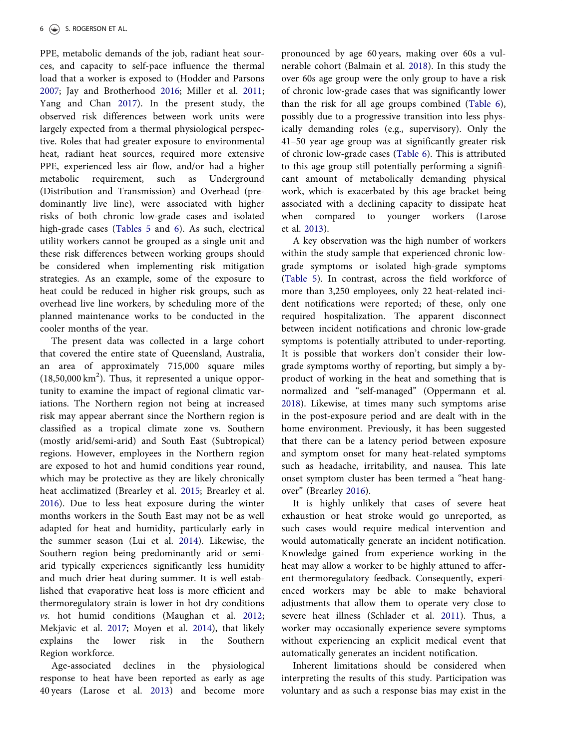PPE, metabolic demands of the job, radiant heat sources, and capacity to self-pace influence the thermal load that a worker is exposed to (Hodder and Parsons 2007; Jay and Brotherhood 2016; Miller et al. 2011; Yang and Chan 2017). In the present study, the observed risk differences between work units were largely expected from a thermal physiological perspective. Roles that had greater exposure to environmental heat, radiant heat sources, required more extensive PPE, experienced less air flow, and/or had a higher metabolic requirement, such as Underground (Distribution and Transmission) and Overhead (predominantly live line), were associated with higher risks of both chronic low-grade cases and isolated high-grade cases (Tables 5 and 6). As such, electrical utility workers cannot be grouped as a single unit and these risk differences between working groups should be considered when implementing risk mitigation strategies. As an example, some of the exposure to heat could be reduced in higher risk groups, such as overhead live line workers, by scheduling more of the planned maintenance works to be conducted in the cooler months of the year.

The present data was collected in a large cohort that covered the entire state of Queensland, Australia, an area of approximately 715,000 square miles (18,50,000 km$^2$). Thus, it represented a unique opportunity to examine the impact of regional climatic variations. The Northern region not being at increased risk may appear aberrant since the Northern region is classified as a tropical climate zone vs. Southern (mostly arid/semi-arid) and South East (Subtropical) regions. However, employees in the Northern region are exposed to hot and humid conditions year round, which may be protective as they are likely chronically heat acclimatized (Brearley et al. 2015; Brearley et al. 2016). Due to less heat exposure during the winter months workers in the South East may not be as well adapted for heat and humidity, particularly early in the summer season (Lui et al. 2014). Likewise, the Southern region being predominantly arid or semi-arid typically experiences significantly less humidity and much drier heat during summer. It is well established that evaporative heat loss is more efficient and thermoregulatory strain is lower in hot dry conditions *vs.* hot humid conditions (Maughan et al. 2012; Mekjavic et al. 2017; Moyen et al. 2014), that likely explains the lower risk in the Southern Region workforce.

Age-associated declines in the physiological response to heat have been reported as early as age 40 years (Larose et al. 2013) and become more pronounced by age 60 years, making over 60s a vulnerable cohort (Balmain et al. 2018). In this study the over 60s age group were the only group to have a risk of chronic low-grade cases that was significantly lower than the risk for all age groups combined (Table 6), possibly due to a progressive transition into less physically demanding roles (e.g., supervisory). Only the 41–50 year age group was at significantly greater risk of chronic low-grade cases (Table 6). This is attributed to this age group still potentially performing a significant amount of metabolically demanding physical work, which is exacerbated by this age bracket being associated with a declining capacity to dissipate heat when compared to younger workers (Larose et al. 2013).

A key observation was the high number of workers within the study sample that experienced chronic low-grade symptoms or isolated high-grade symptoms (Table 5). In contrast, across the field workforce of more than 3,250 employees, only 22 heat-related incident notifications were reported; of these, only one required hospitalization. The apparent disconnect between incident notifications and chronic low-grade symptoms is potentially attributed to under-reporting. It is possible that workers don't consider their low-grade symptoms worthy of reporting, but simply a by-product of working in the heat and something that is normalized and "self-managed" (Oppermann et al. 2018). Likewise, at times many such symptoms arise in the post-exposure period and are dealt with in the home environment. Previously, it has been suggested that there can be a latency period between exposure and symptom onset for many heat-related symptoms such as headache, irritability, and nausea. This late onset symptom cluster has been termed a "heat hangover" (Brearley 2016).

It is highly unlikely that cases of severe heat exhaustion or heat stroke would go unreported, as such cases would require medical intervention and would automatically generate an incident notification. Knowledge gained from experience working in the heat may allow a worker to be highly attuned to afferent thermoregulatory feedback. Consequently, experienced workers may be able to make behavioral adjustments that allow them to operate very close to severe heat illness (Schlader et al. 2011). Thus, a worker may occasionally experience severe symptoms without experiencing an explicit medical event that automatically generates an incident notification.

Inherent limitations should be considered when interpreting the results of this study. Participation was voluntary and as such a response bias may exist in the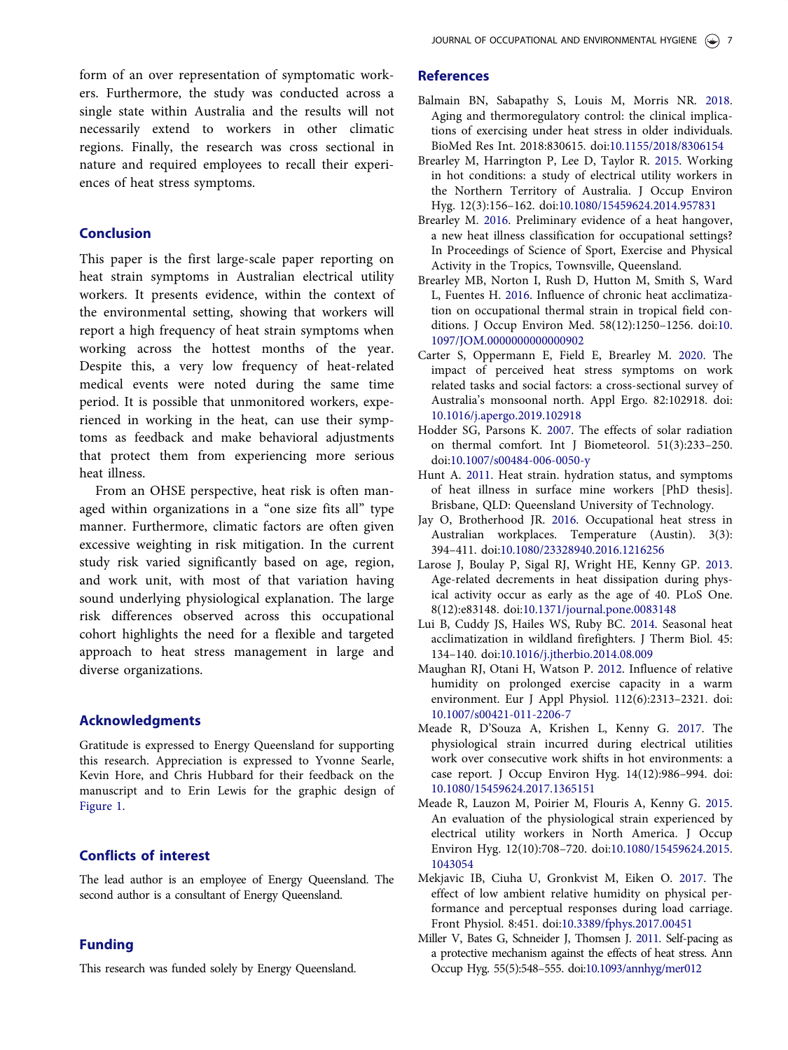form of an over representation of symptomatic workers. Furthermore, the study was conducted across a single state within Australia and the results will not necessarily extend to workers in other climatic regions. Finally, the research was cross sectional in nature and required employees to recall their experiences of heat stress symptoms.

## Conclusion

This paper is the first large-scale paper reporting on heat strain symptoms in Australian electrical utility workers. It presents evidence, within the context of the environmental setting, showing that workers will report a high frequency of heat strain symptoms when working across the hottest months of the year. Despite this, a very low frequency of heat-related medical events were noted during the same time period. It is possible that unmonitored workers, experienced in working in the heat, can use their symptoms as feedback and make behavioral adjustments that protect them from experiencing more serious heat illness.

From an OHSE perspective, heat risk is often managed within organizations in a "one size fits all" type manner. Furthermore, climatic factors are often given excessive weighting in risk mitigation. In the current study risk varied significantly based on age, region, and work unit, with most of that variation having sound underlying physiological explanation. The large risk differences observed across this occupational cohort highlights the need for a flexible and targeted approach to heat stress management in large and diverse organizations.

## Acknowledgments

Gratitude is expressed to Energy Queensland for supporting this research. Appreciation is expressed to Yvonne Searle, Kevin Hore, and Chris Hubbard for their feedback on the manuscript and to Erin Lewis for the graphic design of Figure 1.

## Conflicts of interest

The lead author is an employee of Energy Queensland. The second author is a consultant of Energy Queensland.

## Funding

This research was funded solely by Energy Queensland.

## References

Balmain BN, Sabapathy S, Louis M, Morris NR. 2018. Aging and thermoregulatory control: the clinical implications of exercising under heat stress in older individuals. BioMed Res Int. 2018:830615. doi:10.1155/2018/8306154

Brearley M, Harrington P, Lee D, Taylor R. 2015. Working in hot conditions: a study of electrical utility workers in the Northern Territory of Australia. J Occup Environ Hyg. 12(3):156–162. doi:10.1080/15459624.2014.957831

Brearley M. 2016. Preliminary evidence of a heat hangover, a new heat illness classification for occupational settings? In Proceedings of Science of Sport, Exercise and Physical Activity in the Tropics, Townsville, Queensland.

Brearley MB, Norton I, Rush D, Hutton M, Smith S, Ward L, Fuentes H. 2016. Influence of chronic heat acclimatization on occupational thermal strain in tropical field conditions. J Occup Environ Med. 58(12):1250–1256. doi:10.1097/JOM.0000000000000902

Carter S, Oppermann E, Field E, Brearley M. 2020. The impact of perceived heat stress symptoms on work related tasks and social factors: a cross-sectional survey of Australia's monsoonal north. Appl Ergo. 82:102918. doi:10.1016/j.apergo.2019.102918

Hodder SG, Parsons K. 2007. The effects of solar radiation on thermal comfort. Int J Biometeorol. 51(3):233–250. doi:10.1007/s00484-006-0050-y

Hunt A. 2011. Heat strain. hydration status, and symptoms of heat illness in surface mine workers [PhD thesis]. Brisbane, QLD: Queensland University of Technology.

Jay O, Brotherhood JR. 2016. Occupational heat stress in Australian workplaces. Temperature (Austin). 3(3): 394–411. doi:10.1080/23328940.2016.1216256

Larose J, Boulay P, Sigal RJ, Wright HE, Kenny GP. 2013. Age-related decrements in heat dissipation during physical activity occur as early as the age of 40. PLoS One. 8(12):e83148. doi:10.1371/journal.pone.0083148

Lui B, Cuddy JS, Hailes WS, Ruby BC. 2014. Seasonal heat acclimatization in wildland firefighters. J Therm Biol. 45: 134–140. doi:10.1016/j.jtherbio.2014.08.009

Maughan RJ, Otani H, Watson P. 2012. Influence of relative humidity on prolonged exercise capacity in a warm environment. Eur J Appl Physiol. 112(6):2313–2321. doi:10.1007/s00421-011-2206-7

Meade R, D'Souza A, Krishen L, Kenny G. 2017. The physiological strain incurred during electrical utilities work over consecutive work shifts in hot environments: a case report. J Occup Environ Hyg. 14(12):986–994. doi:10.1080/15459624.2017.1365151

Meade R, Lauzon M, Poirier M, Flouris A, Kenny G. 2015. An evaluation of the physiological strain experienced by electrical utility workers in North America. J Occup Environ Hyg. 12(10):708–720. doi:10.1080/15459624.2015.1043054

Mekjavic IB, Ciuha U, Gronkvist M, Eiken O. 2017. The effect of low ambient relative humidity on physical performance and perceptual responses during load carriage. Front Physiol. 8:451. doi:10.3389/fphys.2017.00451

Miller V, Bates G, Schneider J, Thomsen J. 2011. Self-pacing as a protective mechanism against the effects of heat stress. Ann Occup Hyg. 55(5):548–555. doi:10.1093/annhyg/mer012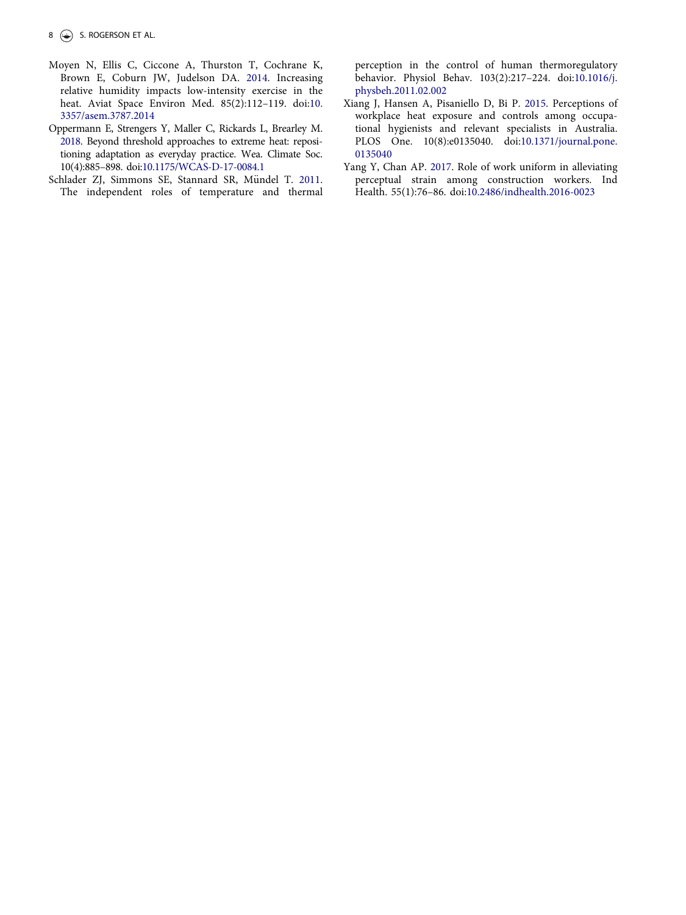Moyen N, Ellis C, Ciccone A, Thurston T, Cochrane K, Brown E, Coburn JW, Judelson DA. 2014. Increasing relative humidity impacts low-intensity exercise in the heat. Aviat Space Environ Med. 85(2):112–119. doi:10.3357/asem.3787.2014

Oppermann E, Strengers Y, Maller C, Rickards L, Brearley M. 2018. Beyond threshold approaches to extreme heat: repositioning adaptation as everyday practice. Wea. Climate Soc. 10(4):885–898. doi:10.1175/WCAS-D-17-0084.1

Schlader ZJ, Simmons SE, Stannard SR, Mündel T. 2011. The independent roles of temperature and thermal perception in the control of human thermoregulatory behavior. Physiol Behav. 103(2):217–224. doi:10.1016/j.physbeh.2011.02.002

Xiang J, Hansen A, Pisaniello D, Bi P. 2015. Perceptions of workplace heat exposure and controls among occupational hygienists and relevant specialists in Australia. PLOS One. 10(8):e0135040. doi:10.1371/journal.pone.0135040

Yang Y, Chan AP. 2017. Role of work uniform in alleviating perceptual strain among construction workers. Ind Health. 55(1):76–86. doi:10.2486/indhealth.2016-0023